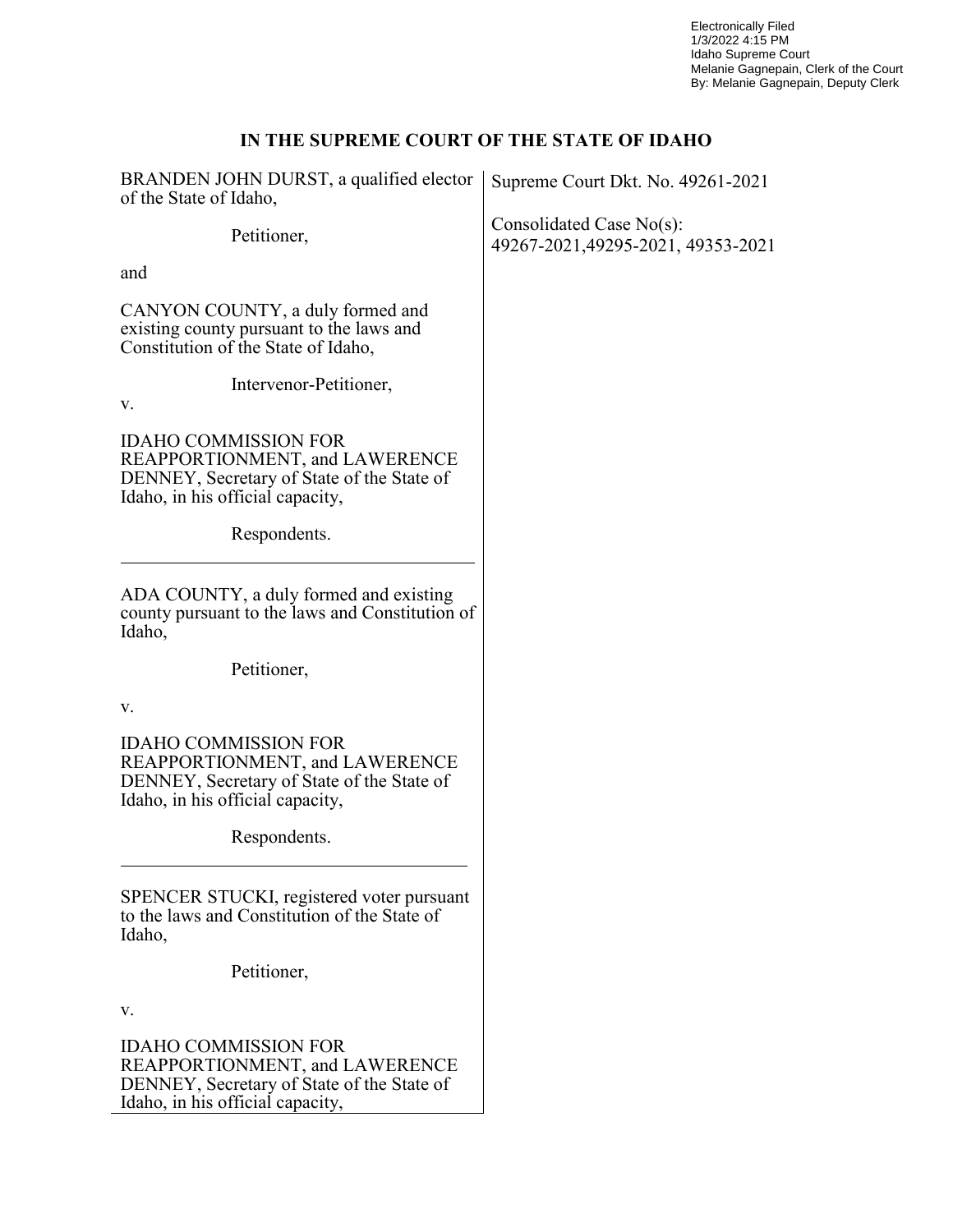Electronically Filed
1/3/2022 4:15 PM
Idaho Supreme Court
Melanie Gagnepain, Clerk of the Court
By: Melanie Gagnepain, Deputy Clerk

**IN THE SUPREME COURT OF THE STATE OF IDAHO**

BRANDEN JOHN DURST, a qualified elector of the State of Idaho,

Petitioner,

and

CANYON COUNTY, a duly formed and existing county pursuant to the laws and Constitution of the State of Idaho,

Intervenor-Petitioner,

v.

IDAHO COMMISSION FOR REAPPORTIONMENT, and LAWERENCE DENNEY, Secretary of State of the State of Idaho, in his official capacity,

Respondents.

---

ADA COUNTY, a duly formed and existing county pursuant to the laws and Constitution of Idaho,

Petitioner,

v.

IDAHO COMMISSION FOR REAPPORTIONMENT, and LAWERENCE DENNEY, Secretary of State of the State of Idaho, in his official capacity,

Respondents.

---

SPENCER STUCKI, registered voter pursuant to the laws and Constitution of the State of Idaho,

Petitioner,

v.

IDAHO COMMISSION FOR REAPPORTIONMENT, and LAWERENCE DENNEY, Secretary of State of the State of Idaho, in his official capacity,

Supreme Court Dkt. No. 49261-2021

Consolidated Case No(s):
49267-2021,49295-2021, 49353-2021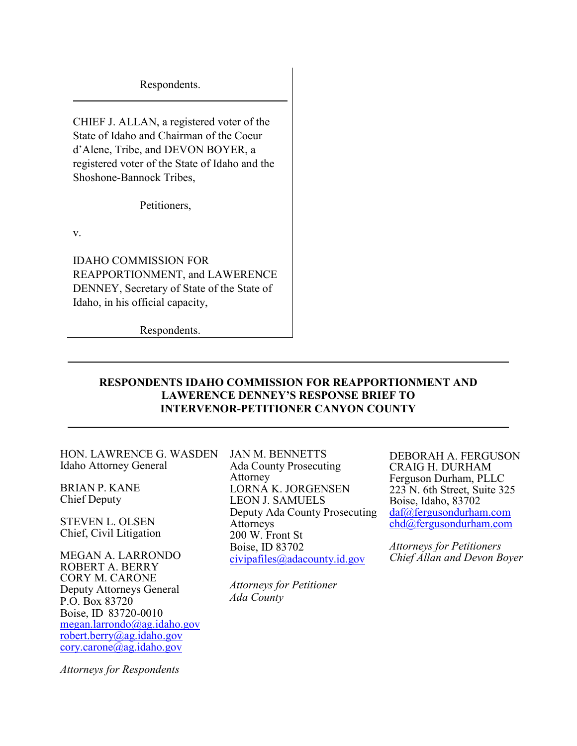Respondents.

---

CHIEF J. ALLAN, a registered voter of the State of Idaho and Chairman of the Coeur d'Alene, Tribe, and DEVON BOYER, a registered voter of the State of Idaho and the Shoshone-Bannock Tribes,

Petitioners,

v.

IDAHO COMMISSION FOR REAPPORTIONMENT, and LAWERENCE DENNEY, Secretary of State of the State of Idaho, in his official capacity,

Respondents.

---

**RESPONDENTS IDAHO COMMISSION FOR REAPPORTIONMENT AND LAWERENCE DENNEY'S RESPONSE BRIEF TO INTERVENOR-PETITIONER CANYON COUNTY**

---

HON. LAWRENCE G. WASDEN
Idaho Attorney General

BRIAN P. KANE
Chief Deputy

STEVEN L. OLSEN
Chief, Civil Litigation

MEGAN A. LARRONDO
ROBERT A. BERRY
CORY M. CARONE
Deputy Attorneys General
P.O. Box 83720
Boise, ID 83720-0010
megan.larrondo@ag.idaho.gov
robert.berry@ag.idaho.gov
cory.carone@ag.idaho.gov

*Attorneys for Respondents*

JAN M. BENNETTS
Ada County Prosecuting Attorney
LORNA K. JORGENSEN
LEON J. SAMUELS
Deputy Ada County Prosecuting Attorneys
200 W. Front St
Boise, ID 83702
civipafiles@adacounty.id.gov

*Attorneys for Petitioner Ada County*

DEBORAH A. FERGUSON
CRAIG H. DURHAM
Ferguson Durham, PLLC
223 N. 6th Street, Suite 325
Boise, Idaho, 83702
daf@fergusondurham.com
chd@fergusondurham.com

*Attorneys for Petitioners Chief Allan and Devon Boyer*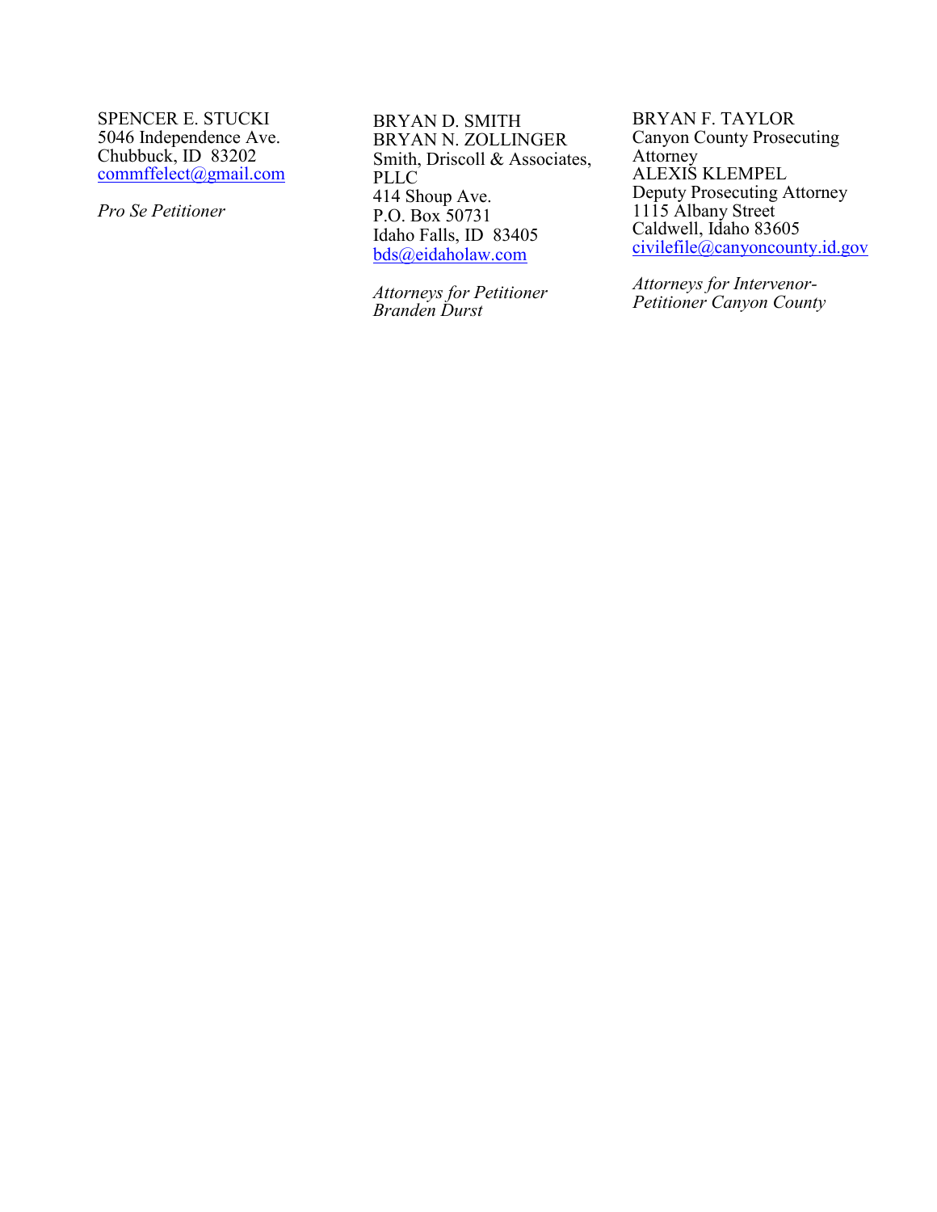SPENCER E. STUCKI
5046 Independence Ave.
Chubbuck, ID 83202
commffelect@gmail.com

*Pro Se Petitioner*

BRYAN D. SMITH
BRYAN N. ZOLLINGER
Smith, Driscoll & Associates, PLLC
414 Shoup Ave.
P.O. Box 50731
Idaho Falls, ID 83405
bds@eidaholaw.com

*Attorneys for Petitioner Branden Durst*

BRYAN F. TAYLOR
Canyon County Prosecuting Attorney
ALEXIS KLEMPEL
Deputy Prosecuting Attorney
1115 Albany Street
Caldwell, Idaho 83605
civilefile@canyoncounty.id.gov

*Attorneys for Intervenor-Petitioner Canyon County*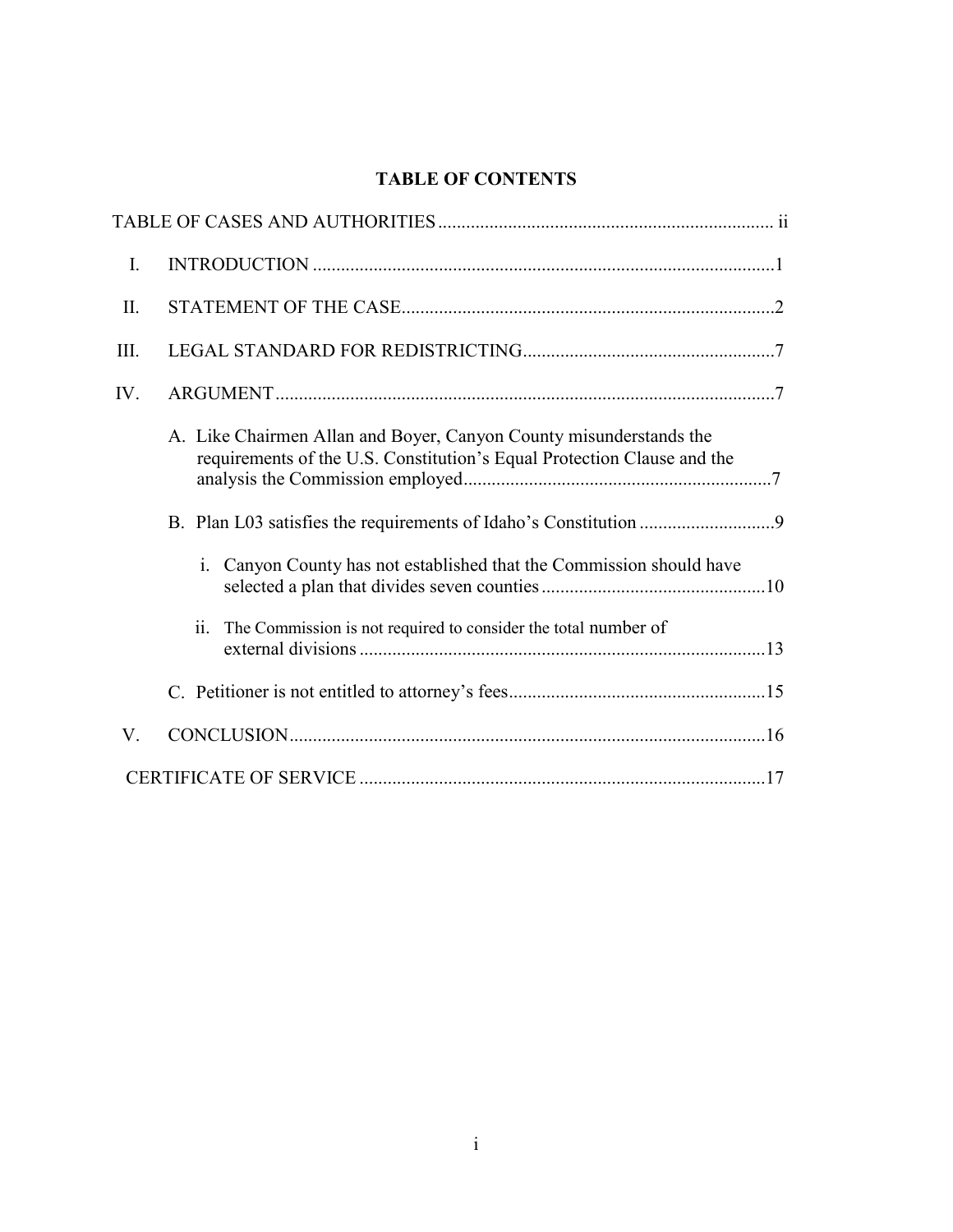## TABLE OF CONTENTS

TABLE OF CASES AND AUTHORITIES ........................................................................ ii

I. INTRODUCTION ..................................................................................................1

II. STATEMENT OF THE CASE................................................................................2

III. LEGAL STANDARD FOR REDISTRICTING......................................................7

IV. ARGUMENT..........................................................................................................7

A. Like Chairmen Allan and Boyer, Canyon County misunderstands the requirements of the U.S. Constitution's Equal Protection Clause and the analysis the Commission employed..................................................................7

B. Plan L03 satisfies the requirements of Idaho's Constitution .............................9

i. Canyon County has not established that the Commission should have selected a plan that divides seven counties................................................10

ii. The Commission is not required to consider the total number of external divisions .......................................................................................13

C. Petitioner is not entitled to attorney's fees.......................................................15

V. CONCLUSION......................................................................................................16

CERTIFICATE OF SERVICE .......................................................................................17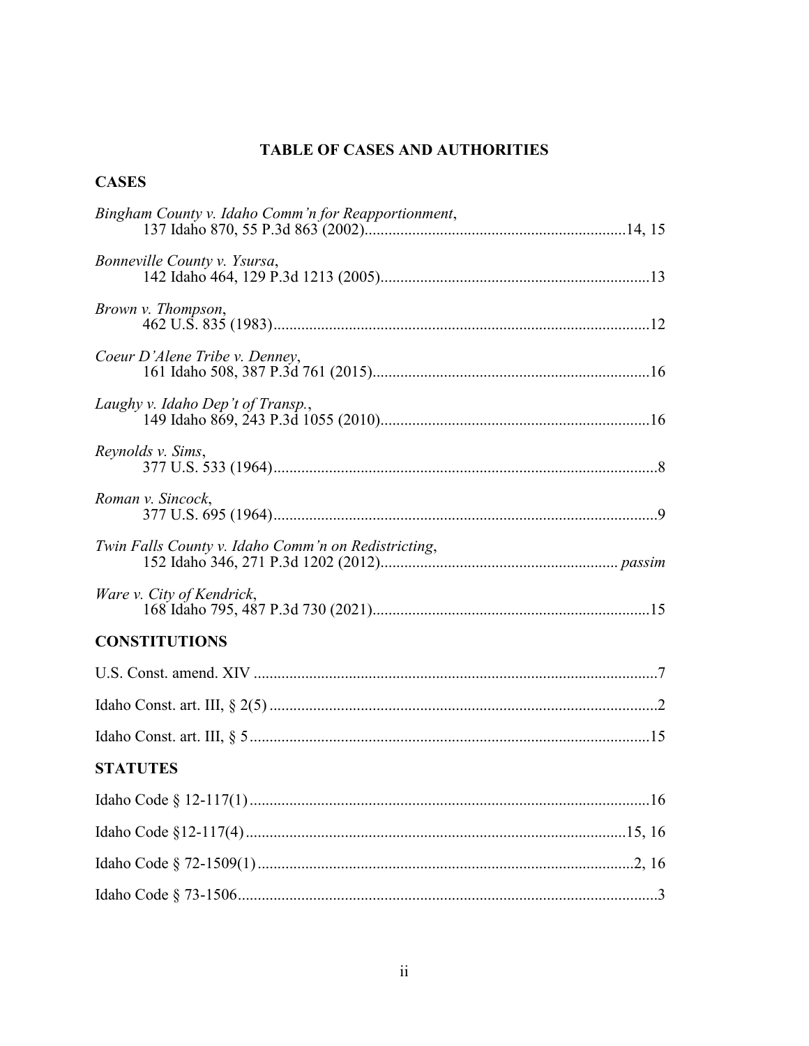# TABLE OF CASES AND AUTHORITIES

## CASES

*Bingham County v. Idaho Comm'n for Reapportionment*,
137 Idaho 870, 55 P.3d 863 (2002) ............................................................... 14, 15

*Bonneville County v. Ysursa*,
142 Idaho 464, 129 P.3d 1213 (2005) ............................................................... 13

*Brown v. Thompson*,
462 U.S. 835 (1983) ............................................................... 12

*Coeur D'Alene Tribe v. Denney*,
161 Idaho 508, 387 P.3d 761 (2015) ............................................................... 16

*Laughy v. Idaho Dep't of Transp.*,
149 Idaho 869, 243 P.3d 1055 (2010) ............................................................... 16

*Reynolds v. Sims*,
377 U.S. 533 (1964) ............................................................... 8

*Roman v. Sincock*,
377 U.S. 695 (1964) ............................................................... 9

*Twin Falls County v. Idaho Comm'n on Redistricting*,
152 Idaho 346, 271 P.3d 1202 (2012) ............................................................... *passim*

*Ware v. City of Kendrick*,
168 Idaho 795, 487 P.3d 730 (2021) ............................................................... 15

## CONSTITUTIONS

U.S. Const. amend. XIV ............................................................... 7

Idaho Const. art. III, § 2(5) ............................................................... 2

Idaho Const. art. III, § 5 ............................................................... 15

## STATUTES

Idaho Code § 12-117(1) ............................................................... 16

Idaho Code §12-117(4) ............................................................... 15, 16

Idaho Code § 72-1509(1) ............................................................... 2, 16

Idaho Code § 73-1506 ............................................................... 3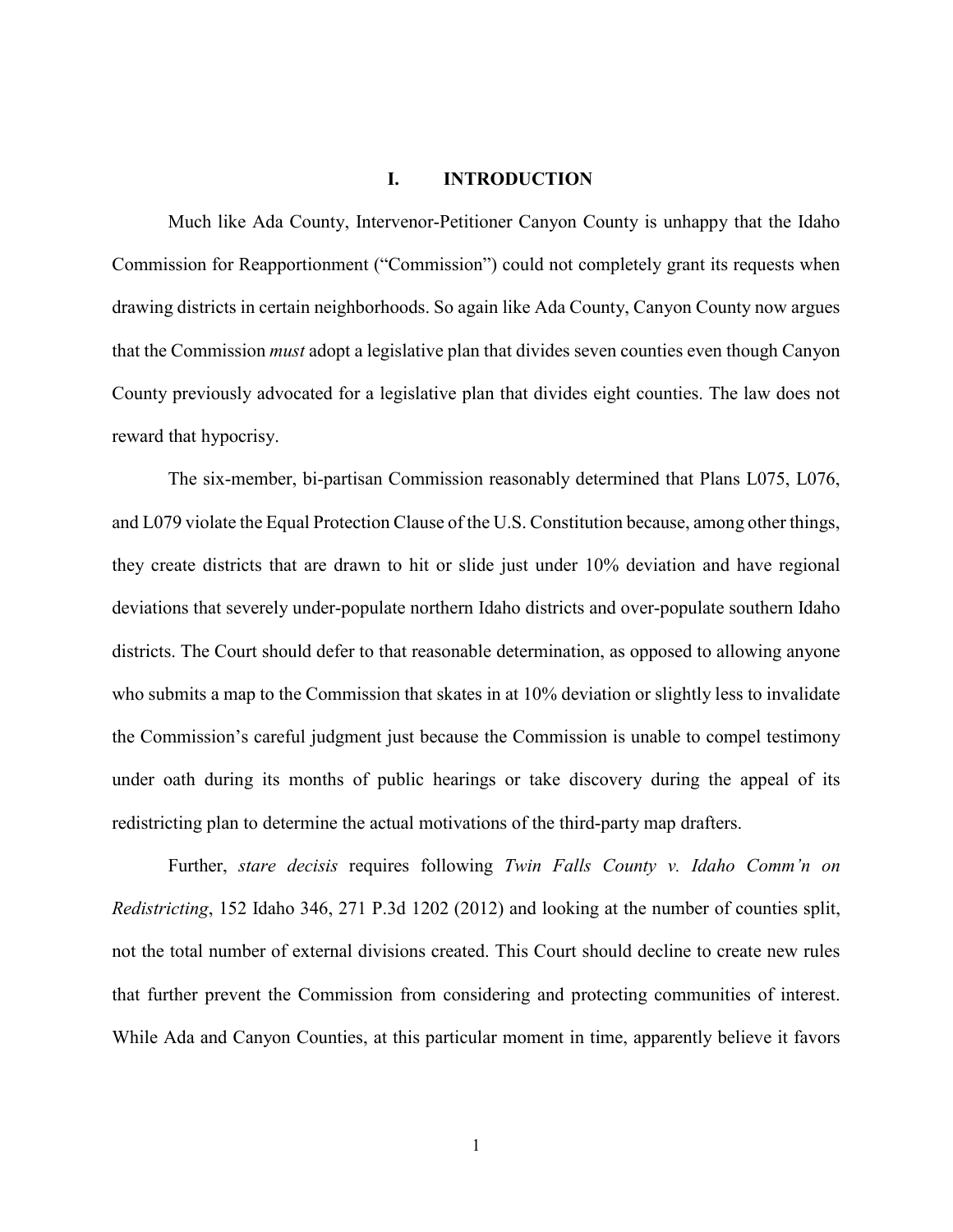# I. INTRODUCTION

Much like Ada County, Intervenor-Petitioner Canyon County is unhappy that the Idaho Commission for Reapportionment ("Commission") could not completely grant its requests when drawing districts in certain neighborhoods. So again like Ada County, Canyon County now argues that the Commission *must* adopt a legislative plan that divides seven counties even though Canyon County previously advocated for a legislative plan that divides eight counties. The law does not reward that hypocrisy.

The six-member, bi-partisan Commission reasonably determined that Plans L075, L076, and L079 violate the Equal Protection Clause of the U.S. Constitution because, among other things, they create districts that are drawn to hit or slide just under 10% deviation and have regional deviations that severely under-populate northern Idaho districts and over-populate southern Idaho districts. The Court should defer to that reasonable determination, as opposed to allowing anyone who submits a map to the Commission that skates in at 10% deviation or slightly less to invalidate the Commission's careful judgment just because the Commission is unable to compel testimony under oath during its months of public hearings or take discovery during the appeal of its redistricting plan to determine the actual motivations of the third-party map drafters.

Further, *stare decisis* requires following *Twin Falls County v. Idaho Comm'n on Redistricting*, 152 Idaho 346, 271 P.3d 1202 (2012) and looking at the number of counties split, not the total number of external divisions created. This Court should decline to create new rules that further prevent the Commission from considering and protecting communities of interest. While Ada and Canyon Counties, at this particular moment in time, apparently believe it favors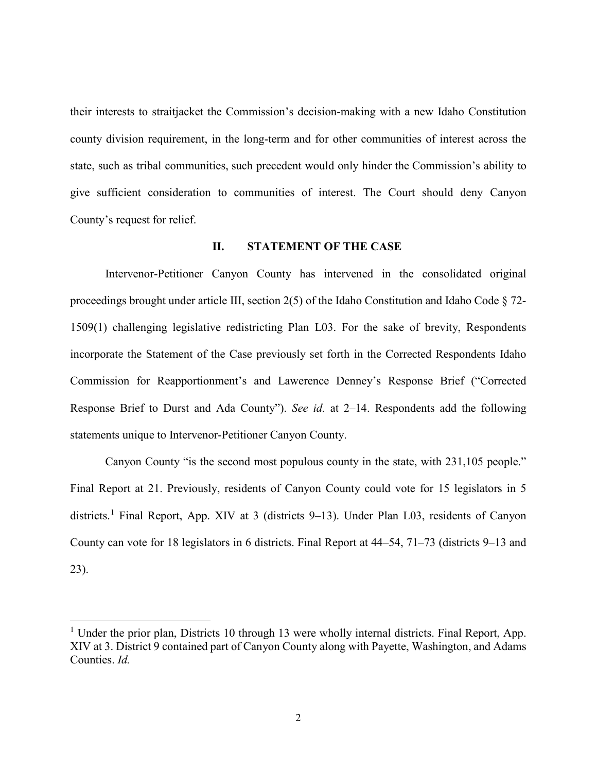their interests to straitjacket the Commission's decision-making with a new Idaho Constitution county division requirement, in the long-term and for other communities of interest across the state, such as tribal communities, such precedent would only hinder the Commission's ability to give sufficient consideration to communities of interest. The Court should deny Canyon County's request for relief.

## II. STATEMENT OF THE CASE

Intervenor-Petitioner Canyon County has intervened in the consolidated original proceedings brought under article III, section 2(5) of the Idaho Constitution and Idaho Code § 72-1509(1) challenging legislative redistricting Plan L03. For the sake of brevity, Respondents incorporate the Statement of the Case previously set forth in the Corrected Respondents Idaho Commission for Reapportionment's and Lawerence Denney's Response Brief ("Corrected Response Brief to Durst and Ada County"). *See id.* at 2–14. Respondents add the following statements unique to Intervenor-Petitioner Canyon County.

Canyon County "is the second most populous county in the state, with 231,105 people." Final Report at 21. Previously, residents of Canyon County could vote for 15 legislators in 5 districts.[1] Final Report, App. XIV at 3 (districts 9–13). Under Plan L03, residents of Canyon County can vote for 18 legislators in 6 districts. Final Report at 44–54, 71–73 (districts 9–13 and 23).

---

[1] Under the prior plan, Districts 10 through 13 were wholly internal districts. Final Report, App. XIV at 3. District 9 contained part of Canyon County along with Payette, Washington, and Adams Counties. *Id.*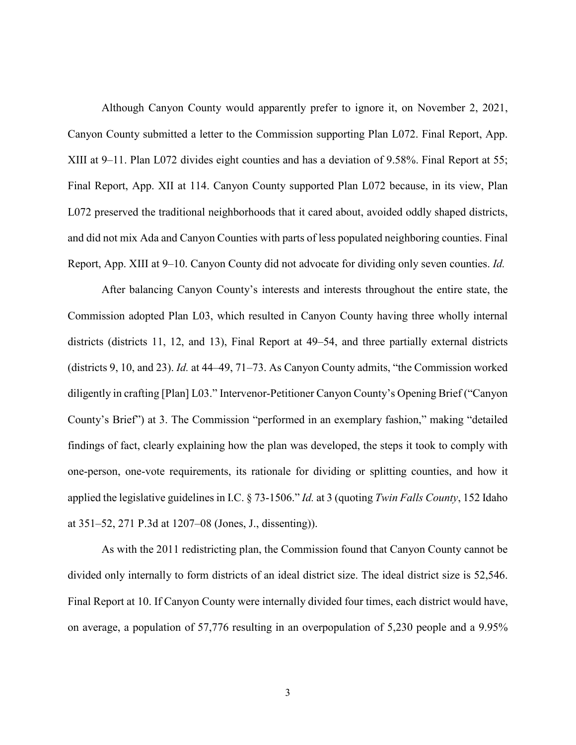Although Canyon County would apparently prefer to ignore it, on November 2, 2021, Canyon County submitted a letter to the Commission supporting Plan L072. Final Report, App. XIII at 9–11. Plan L072 divides eight counties and has a deviation of 9.58%. Final Report at 55; Final Report, App. XII at 114. Canyon County supported Plan L072 because, in its view, Plan L072 preserved the traditional neighborhoods that it cared about, avoided oddly shaped districts, and did not mix Ada and Canyon Counties with parts of less populated neighboring counties. Final Report, App. XIII at 9–10. Canyon County did not advocate for dividing only seven counties. *Id.*

After balancing Canyon County's interests and interests throughout the entire state, the Commission adopted Plan L03, which resulted in Canyon County having three wholly internal districts (districts 11, 12, and 13), Final Report at 49–54, and three partially external districts (districts 9, 10, and 23). *Id.* at 44–49, 71–73. As Canyon County admits, "the Commission worked diligently in crafting [Plan] L03." Intervenor-Petitioner Canyon County's Opening Brief ("Canyon County's Brief") at 3. The Commission "performed in an exemplary fashion," making "detailed findings of fact, clearly explaining how the plan was developed, the steps it took to comply with one-person, one-vote requirements, its rationale for dividing or splitting counties, and how it applied the legislative guidelines in I.C. § 73-1506." *Id.* at 3 (quoting *Twin Falls County*, 152 Idaho at 351–52, 271 P.3d at 1207–08 (Jones, J., dissenting)).

As with the 2011 redistricting plan, the Commission found that Canyon County cannot be divided only internally to form districts of an ideal district size. The ideal district size is 52,546. Final Report at 10. If Canyon County were internally divided four times, each district would have, on average, a population of 57,776 resulting in an overpopulation of 5,230 people and a 9.95%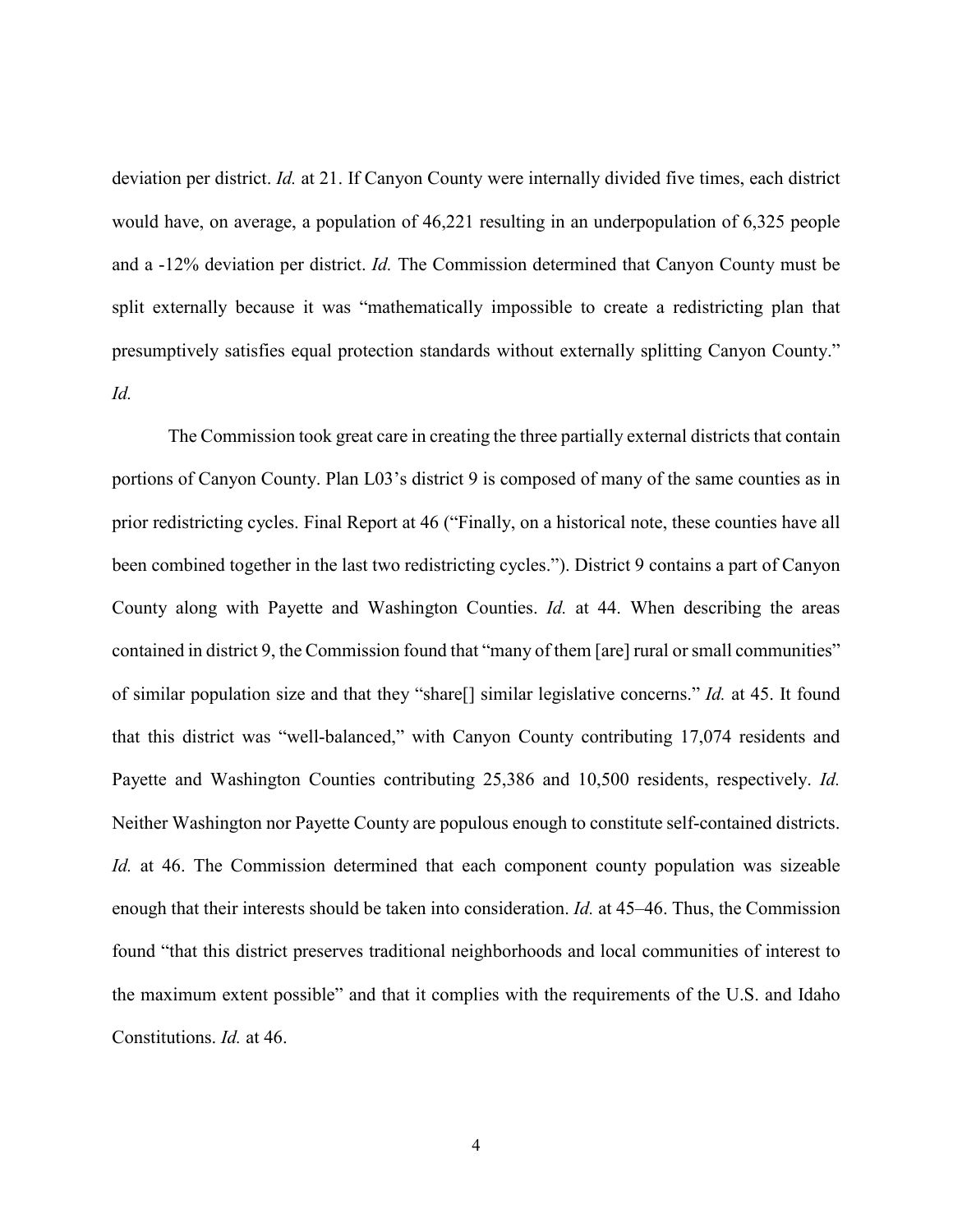deviation per district. *Id.* at 21. If Canyon County were internally divided five times, each district would have, on average, a population of 46,221 resulting in an underpopulation of 6,325 people and a -12% deviation per district. *Id.* The Commission determined that Canyon County must be split externally because it was "mathematically impossible to create a redistricting plan that presumptively satisfies equal protection standards without externally splitting Canyon County." *Id.*

The Commission took great care in creating the three partially external districts that contain portions of Canyon County. Plan L03's district 9 is composed of many of the same counties as in prior redistricting cycles. Final Report at 46 ("Finally, on a historical note, these counties have all been combined together in the last two redistricting cycles."). District 9 contains a part of Canyon County along with Payette and Washington Counties. *Id.* at 44. When describing the areas contained in district 9, the Commission found that "many of them [are] rural or small communities" of similar population size and that they "share[] similar legislative concerns." *Id.* at 45. It found that this district was "well-balanced," with Canyon County contributing 17,074 residents and Payette and Washington Counties contributing 25,386 and 10,500 residents, respectively. *Id.* Neither Washington nor Payette County are populous enough to constitute self-contained districts. *Id.* at 46. The Commission determined that each component county population was sizeable enough that their interests should be taken into consideration. *Id.* at 45–46. Thus, the Commission found "that this district preserves traditional neighborhoods and local communities of interest to the maximum extent possible" and that it complies with the requirements of the U.S. and Idaho Constitutions. *Id.* at 46.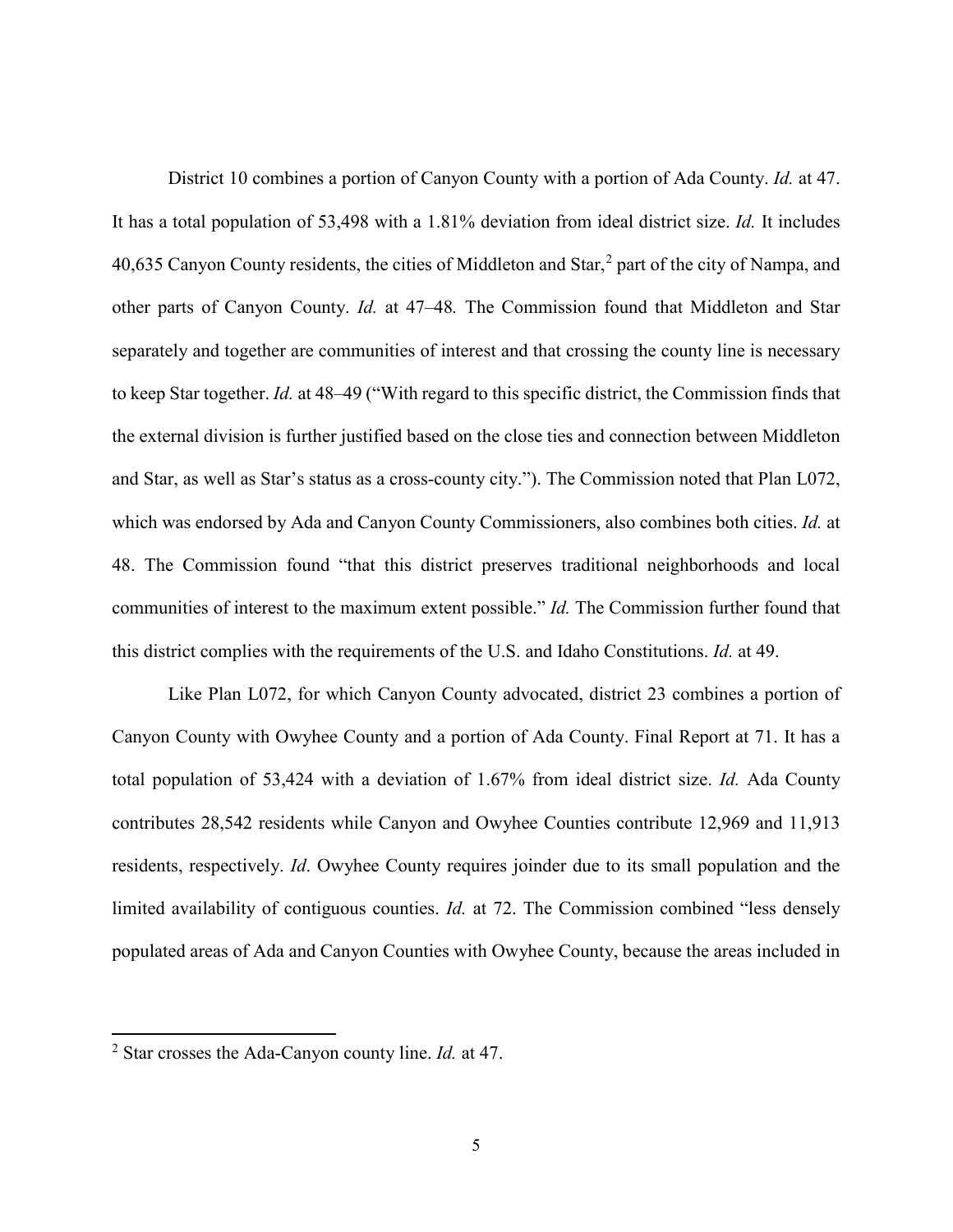District 10 combines a portion of Canyon County with a portion of Ada County. *Id.* at 47. It has a total population of 53,498 with a 1.81% deviation from ideal district size. *Id.* It includes 40,635 Canyon County residents, the cities of Middleton and Star,[2] part of the city of Nampa, and other parts of Canyon County. *Id.* at 47–48*.* The Commission found that Middleton and Star separately and together are communities of interest and that crossing the county line is necessary to keep Star together. *Id.* at 48–49 ("With regard to this specific district, the Commission finds that the external division is further justified based on the close ties and connection between Middleton and Star, as well as Star's status as a cross-county city."). The Commission noted that Plan L072, which was endorsed by Ada and Canyon County Commissioners, also combines both cities. *Id.* at 48. The Commission found "that this district preserves traditional neighborhoods and local communities of interest to the maximum extent possible." *Id.* The Commission further found that this district complies with the requirements of the U.S. and Idaho Constitutions. *Id.* at 49.

Like Plan L072, for which Canyon County advocated, district 23 combines a portion of Canyon County with Owyhee County and a portion of Ada County. Final Report at 71. It has a total population of 53,424 with a deviation of 1.67% from ideal district size. *Id.* Ada County contributes 28,542 residents while Canyon and Owyhee Counties contribute 12,969 and 11,913 residents, respectively. *Id*. Owyhee County requires joinder due to its small population and the limited availability of contiguous counties. *Id.* at 72. The Commission combined "less densely populated areas of Ada and Canyon Counties with Owyhee County, because the areas included in

[2] Star crosses the Ada-Canyon county line. *Id.* at 47.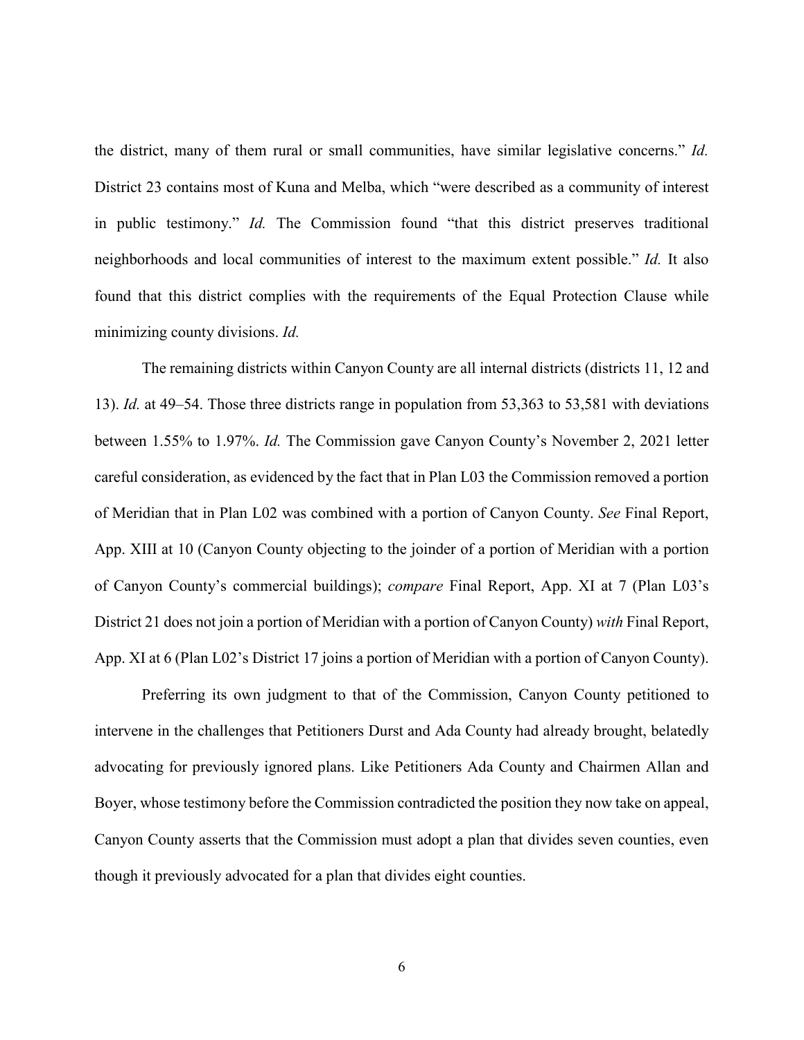the district, many of them rural or small communities, have similar legislative concerns." *Id.* District 23 contains most of Kuna and Melba, which "were described as a community of interest in public testimony." *Id.* The Commission found "that this district preserves traditional neighborhoods and local communities of interest to the maximum extent possible." *Id.* It also found that this district complies with the requirements of the Equal Protection Clause while minimizing county divisions. *Id.*

The remaining districts within Canyon County are all internal districts (districts 11, 12 and 13). *Id.* at 49–54. Those three districts range in population from 53,363 to 53,581 with deviations between 1.55% to 1.97%. *Id.* The Commission gave Canyon County's November 2, 2021 letter careful consideration, as evidenced by the fact that in Plan L03 the Commission removed a portion of Meridian that in Plan L02 was combined with a portion of Canyon County. *See* Final Report, App. XIII at 10 (Canyon County objecting to the joinder of a portion of Meridian with a portion of Canyon County's commercial buildings); *compare* Final Report, App. XI at 7 (Plan L03's District 21 does not join a portion of Meridian with a portion of Canyon County) *with* Final Report, App. XI at 6 (Plan L02's District 17 joins a portion of Meridian with a portion of Canyon County).

Preferring its own judgment to that of the Commission, Canyon County petitioned to intervene in the challenges that Petitioners Durst and Ada County had already brought, belatedly advocating for previously ignored plans. Like Petitioners Ada County and Chairmen Allan and Boyer, whose testimony before the Commission contradicted the position they now take on appeal, Canyon County asserts that the Commission must adopt a plan that divides seven counties, even though it previously advocated for a plan that divides eight counties.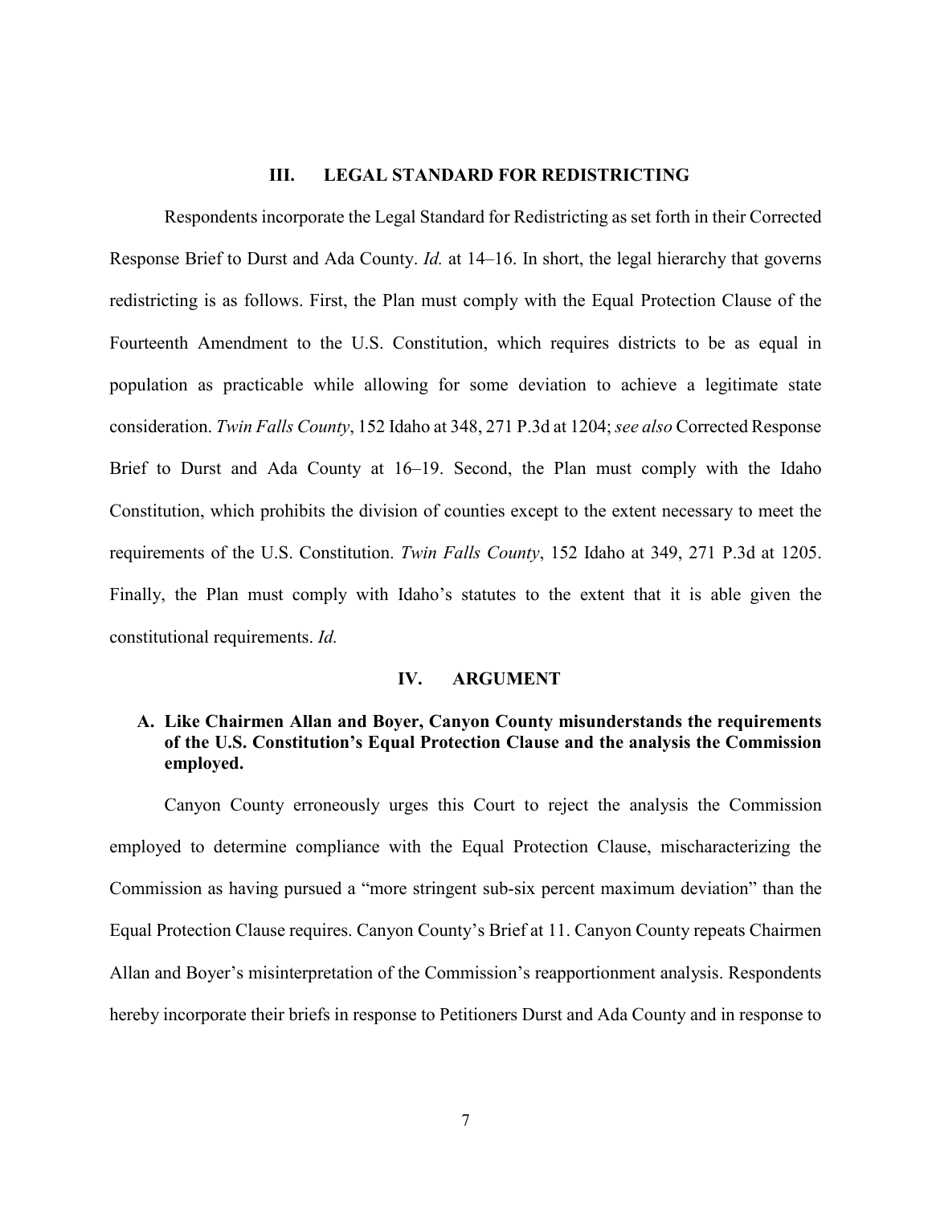## III. LEGAL STANDARD FOR REDISTRICTING

Respondents incorporate the Legal Standard for Redistricting as set forth in their Corrected Response Brief to Durst and Ada County. *Id.* at 14–16. In short, the legal hierarchy that governs redistricting is as follows. First, the Plan must comply with the Equal Protection Clause of the Fourteenth Amendment to the U.S. Constitution, which requires districts to be as equal in population as practicable while allowing for some deviation to achieve a legitimate state consideration. *Twin Falls County*, 152 Idaho at 348, 271 P.3d at 1204; *see also* Corrected Response Brief to Durst and Ada County at 16–19. Second, the Plan must comply with the Idaho Constitution, which prohibits the division of counties except to the extent necessary to meet the requirements of the U.S. Constitution. *Twin Falls County*, 152 Idaho at 349, 271 P.3d at 1205. Finally, the Plan must comply with Idaho's statutes to the extent that it is able given the constitutional requirements. *Id.*

## IV. ARGUMENT

### A. Like Chairmen Allan and Boyer, Canyon County misunderstands the requirements of the U.S. Constitution's Equal Protection Clause and the analysis the Commission employed.

Canyon County erroneously urges this Court to reject the analysis the Commission employed to determine compliance with the Equal Protection Clause, mischaracterizing the Commission as having pursued a "more stringent sub-six percent maximum deviation" than the Equal Protection Clause requires. Canyon County's Brief at 11. Canyon County repeats Chairmen Allan and Boyer's misinterpretation of the Commission's reapportionment analysis. Respondents hereby incorporate their briefs in response to Petitioners Durst and Ada County and in response to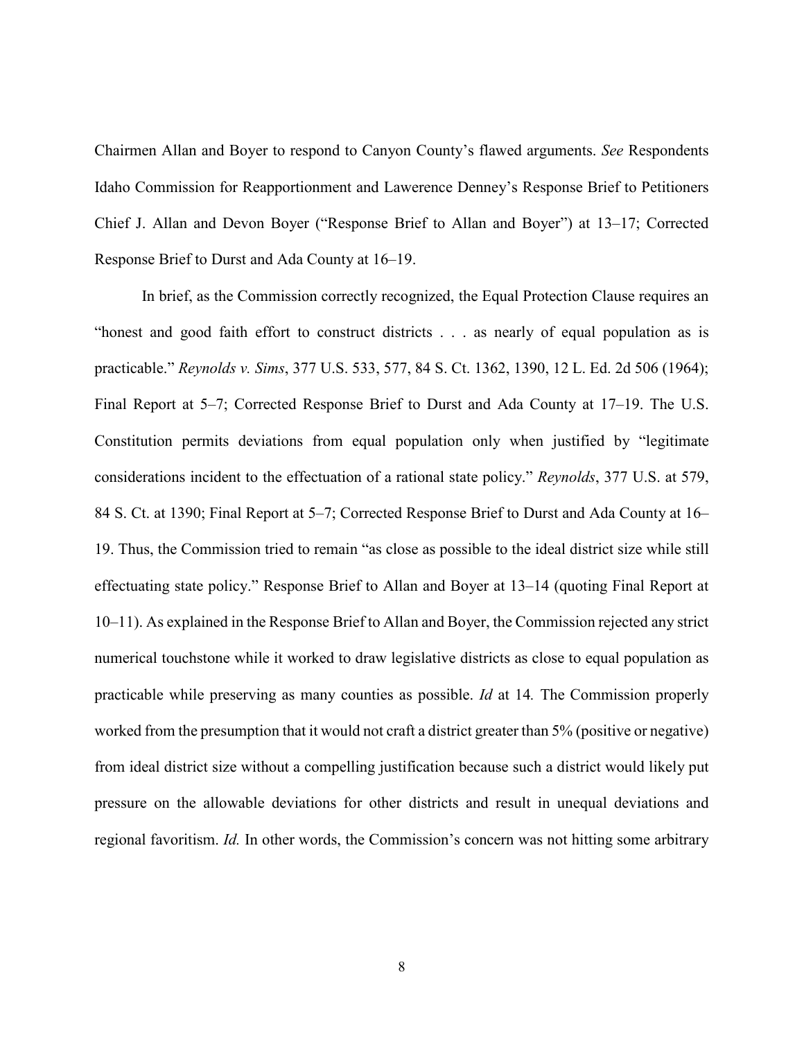Chairmen Allan and Boyer to respond to Canyon County's flawed arguments. *See* Respondents Idaho Commission for Reapportionment and Lawerence Denney's Response Brief to Petitioners Chief J. Allan and Devon Boyer ("Response Brief to Allan and Boyer") at 13–17; Corrected Response Brief to Durst and Ada County at 16–19.

In brief, as the Commission correctly recognized, the Equal Protection Clause requires an "honest and good faith effort to construct districts . . . as nearly of equal population as is practicable." *Reynolds v. Sims*, 377 U.S. 533, 577, 84 S. Ct. 1362, 1390, 12 L. Ed. 2d 506 (1964); Final Report at 5–7; Corrected Response Brief to Durst and Ada County at 17–19. The U.S. Constitution permits deviations from equal population only when justified by "legitimate considerations incident to the effectuation of a rational state policy." *Reynolds*, 377 U.S. at 579, 84 S. Ct. at 1390; Final Report at 5–7; Corrected Response Brief to Durst and Ada County at 16–19. Thus, the Commission tried to remain "as close as possible to the ideal district size while still effectuating state policy." Response Brief to Allan and Boyer at 13–14 (quoting Final Report at 10–11). As explained in the Response Brief to Allan and Boyer, the Commission rejected any strict numerical touchstone while it worked to draw legislative districts as close to equal population as practicable while preserving as many counties as possible. *Id* at 14*.* The Commission properly worked from the presumption that it would not craft a district greater than 5% (positive or negative) from ideal district size without a compelling justification because such a district would likely put pressure on the allowable deviations for other districts and result in unequal deviations and regional favoritism. *Id.* In other words, the Commission's concern was not hitting some arbitrary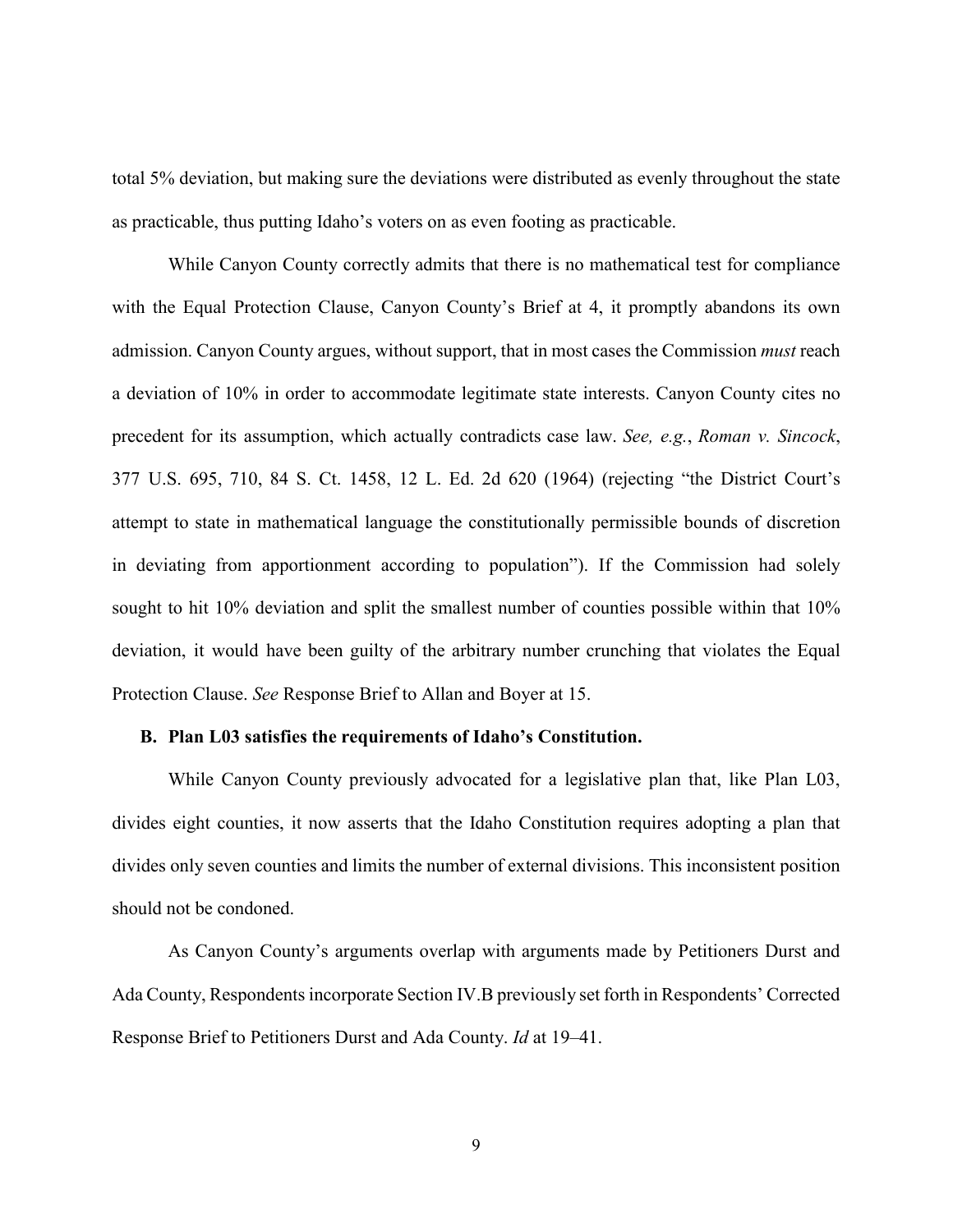total 5% deviation, but making sure the deviations were distributed as evenly throughout the state as practicable, thus putting Idaho's voters on as even footing as practicable.

While Canyon County correctly admits that there is no mathematical test for compliance with the Equal Protection Clause, Canyon County's Brief at 4, it promptly abandons its own admission. Canyon County argues, without support, that in most cases the Commission *must* reach a deviation of 10% in order to accommodate legitimate state interests. Canyon County cites no precedent for its assumption, which actually contradicts case law. *See, e.g.*, *Roman v. Sincock*, 377 U.S. 695, 710, 84 S. Ct. 1458, 12 L. Ed. 2d 620 (1964) (rejecting "the District Court's attempt to state in mathematical language the constitutionally permissible bounds of discretion in deviating from apportionment according to population"). If the Commission had solely sought to hit 10% deviation and split the smallest number of counties possible within that 10% deviation, it would have been guilty of the arbitrary number crunching that violates the Equal Protection Clause. *See* Response Brief to Allan and Boyer at 15.

### B. Plan L03 satisfies the requirements of Idaho's Constitution.

While Canyon County previously advocated for a legislative plan that, like Plan L03, divides eight counties, it now asserts that the Idaho Constitution requires adopting a plan that divides only seven counties and limits the number of external divisions. This inconsistent position should not be condoned.

As Canyon County's arguments overlap with arguments made by Petitioners Durst and Ada County, Respondents incorporate Section IV.B previously set forth in Respondents' Corrected Response Brief to Petitioners Durst and Ada County. *Id* at 19–41.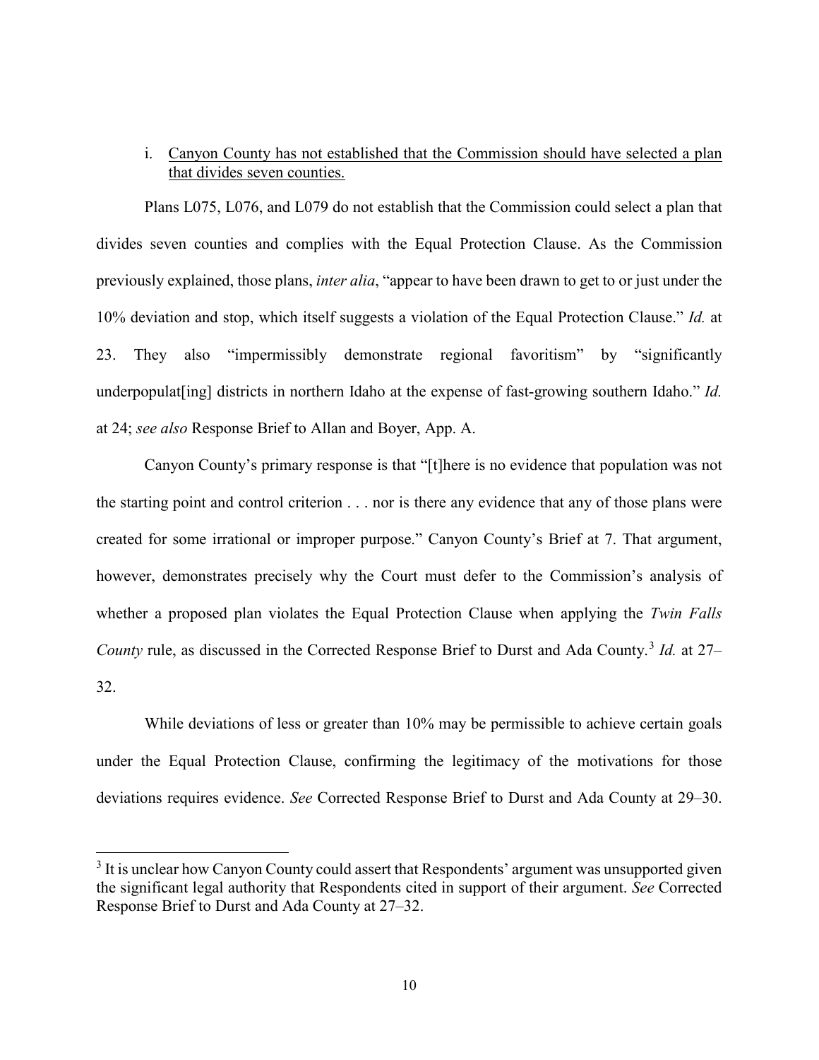i. <u>Canyon County has not established that the Commission should have selected a plan that divides seven counties.</u>

Plans L075, L076, and L079 do not establish that the Commission could select a plan that divides seven counties and complies with the Equal Protection Clause. As the Commission previously explained, those plans, *inter alia*, "appear to have been drawn to get to or just under the 10% deviation and stop, which itself suggests a violation of the Equal Protection Clause." *Id.* at 23. They also "impermissibly demonstrate regional favoritism" by "significantly underpopulat[ing] districts in northern Idaho at the expense of fast-growing southern Idaho." *Id.* at 24; *see also* Response Brief to Allan and Boyer, App. A.

Canyon County's primary response is that "[t]here is no evidence that population was not the starting point and control criterion . . . nor is there any evidence that any of those plans were created for some irrational or improper purpose." Canyon County's Brief at 7. That argument, however, demonstrates precisely why the Court must defer to the Commission's analysis of whether a proposed plan violates the Equal Protection Clause when applying the *Twin Falls County* rule, as discussed in the Corrected Response Brief to Durst and Ada County.[3] *Id.* at 27–32.

While deviations of less or greater than 10% may be permissible to achieve certain goals under the Equal Protection Clause, confirming the legitimacy of the motivations for those deviations requires evidence. *See* Corrected Response Brief to Durst and Ada County at 29–30.

---

[3] It is unclear how Canyon County could assert that Respondents' argument was unsupported given the significant legal authority that Respondents cited in support of their argument. *See* Corrected Response Brief to Durst and Ada County at 27–32.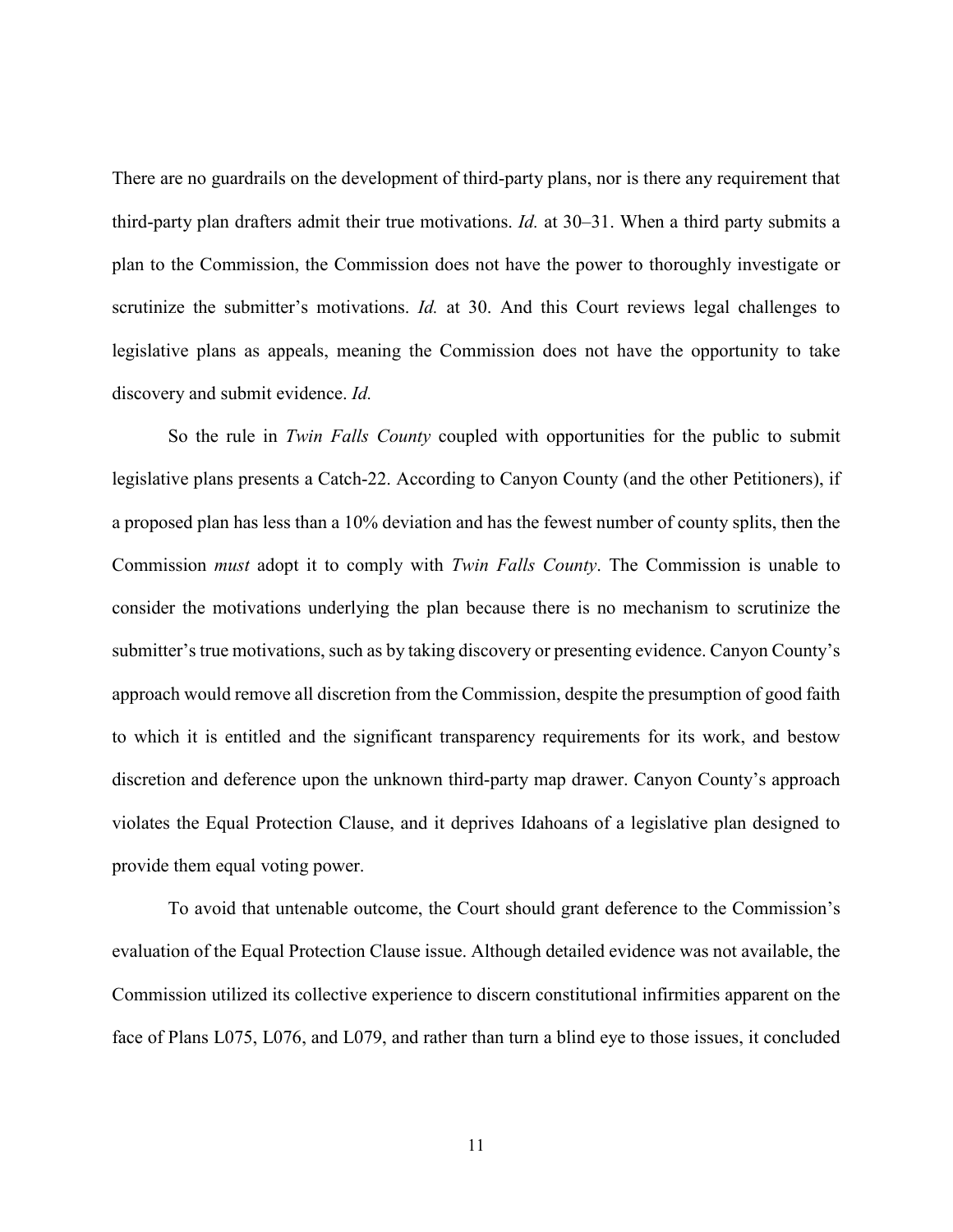There are no guardrails on the development of third-party plans, nor is there any requirement that third-party plan drafters admit their true motivations. *Id.* at 30–31. When a third party submits a plan to the Commission, the Commission does not have the power to thoroughly investigate or scrutinize the submitter's motivations. *Id.* at 30. And this Court reviews legal challenges to legislative plans as appeals, meaning the Commission does not have the opportunity to take discovery and submit evidence. *Id.*

So the rule in *Twin Falls County* coupled with opportunities for the public to submit legislative plans presents a Catch-22. According to Canyon County (and the other Petitioners), if a proposed plan has less than a 10% deviation and has the fewest number of county splits, then the Commission *must* adopt it to comply with *Twin Falls County*. The Commission is unable to consider the motivations underlying the plan because there is no mechanism to scrutinize the submitter's true motivations, such as by taking discovery or presenting evidence. Canyon County's approach would remove all discretion from the Commission, despite the presumption of good faith to which it is entitled and the significant transparency requirements for its work, and bestow discretion and deference upon the unknown third-party map drawer. Canyon County's approach violates the Equal Protection Clause, and it deprives Idahoans of a legislative plan designed to provide them equal voting power.

To avoid that untenable outcome, the Court should grant deference to the Commission's evaluation of the Equal Protection Clause issue. Although detailed evidence was not available, the Commission utilized its collective experience to discern constitutional infirmities apparent on the face of Plans L075, L076, and L079, and rather than turn a blind eye to those issues, it concluded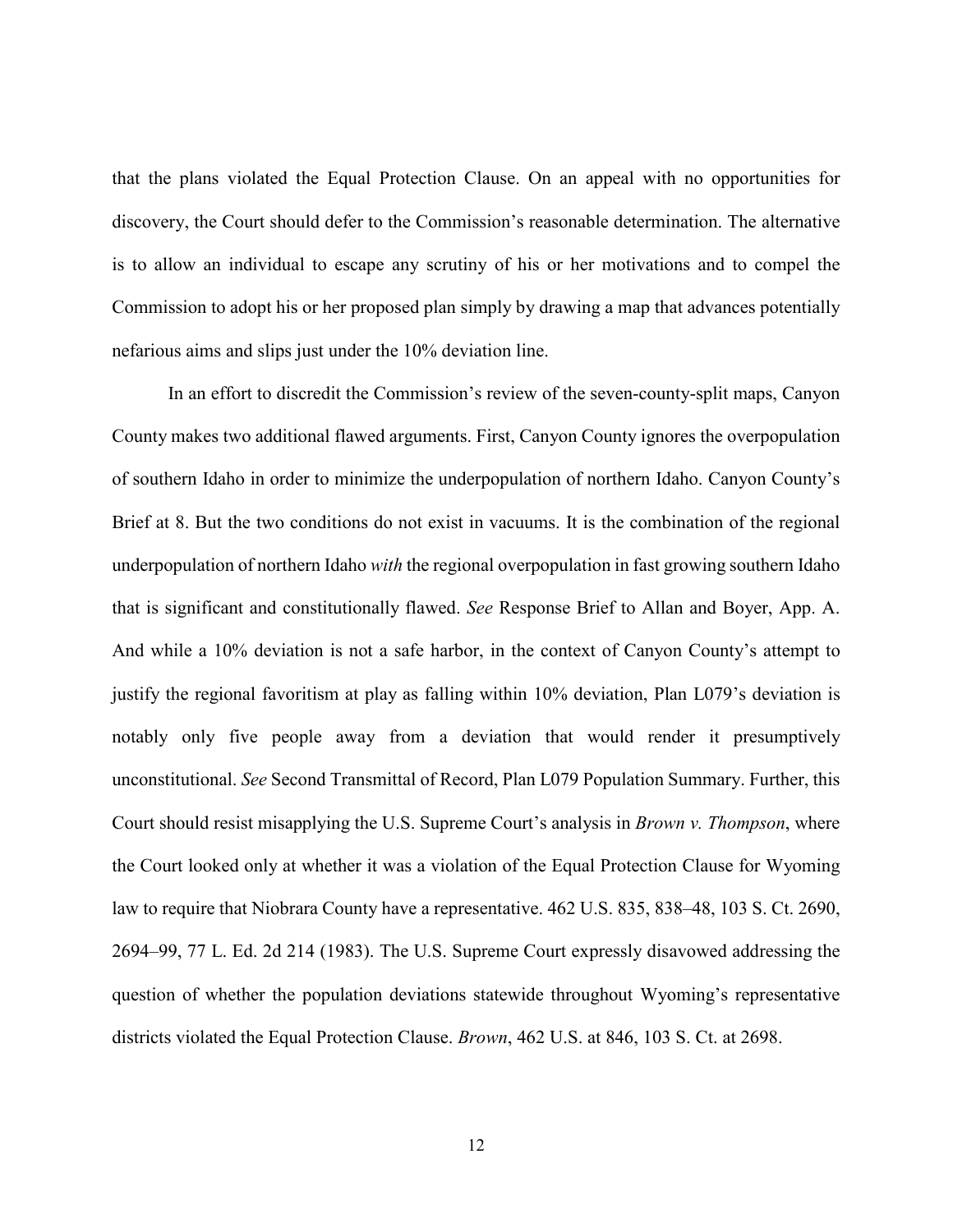that the plans violated the Equal Protection Clause. On an appeal with no opportunities for discovery, the Court should defer to the Commission's reasonable determination. The alternative is to allow an individual to escape any scrutiny of his or her motivations and to compel the Commission to adopt his or her proposed plan simply by drawing a map that advances potentially nefarious aims and slips just under the 10% deviation line.

In an effort to discredit the Commission's review of the seven-county-split maps, Canyon County makes two additional flawed arguments. First, Canyon County ignores the overpopulation of southern Idaho in order to minimize the underpopulation of northern Idaho. Canyon County's Brief at 8. But the two conditions do not exist in vacuums. It is the combination of the regional underpopulation of northern Idaho *with* the regional overpopulation in fast growing southern Idaho that is significant and constitutionally flawed. *See* Response Brief to Allan and Boyer, App. A. And while a 10% deviation is not a safe harbor, in the context of Canyon County's attempt to justify the regional favoritism at play as falling within 10% deviation, Plan L079's deviation is notably only five people away from a deviation that would render it presumptively unconstitutional. *See* Second Transmittal of Record, Plan L079 Population Summary. Further, this Court should resist misapplying the U.S. Supreme Court's analysis in *Brown v. Thompson*, where the Court looked only at whether it was a violation of the Equal Protection Clause for Wyoming law to require that Niobrara County have a representative. 462 U.S. 835, 838–48, 103 S. Ct. 2690, 2694–99, 77 L. Ed. 2d 214 (1983). The U.S. Supreme Court expressly disavowed addressing the question of whether the population deviations statewide throughout Wyoming's representative districts violated the Equal Protection Clause. *Brown*, 462 U.S. at 846, 103 S. Ct. at 2698.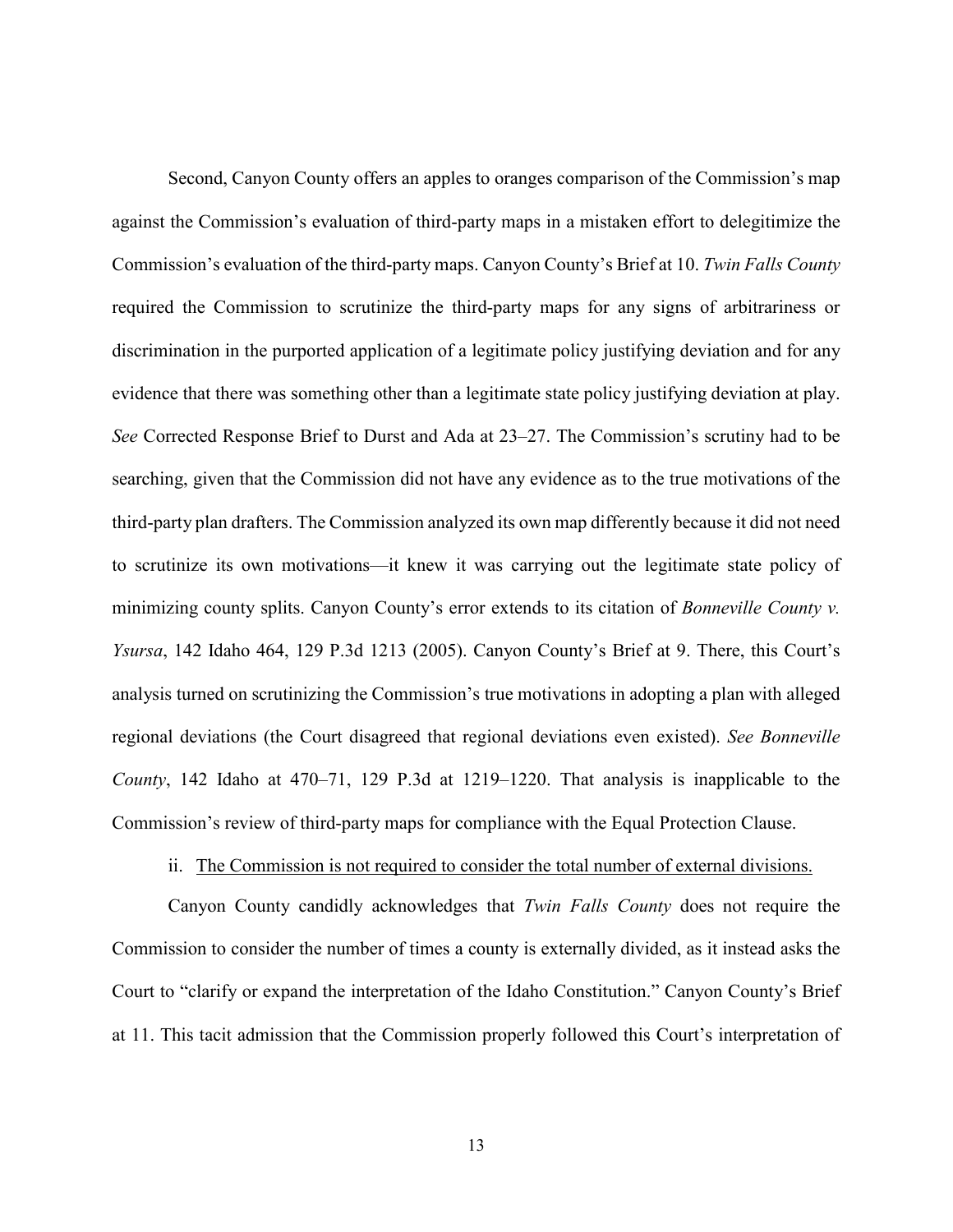Second, Canyon County offers an apples to oranges comparison of the Commission's map against the Commission's evaluation of third-party maps in a mistaken effort to delegitimize the Commission's evaluation of the third-party maps. Canyon County's Brief at 10. *Twin Falls County* required the Commission to scrutinize the third-party maps for any signs of arbitrariness or discrimination in the purported application of a legitimate policy justifying deviation and for any evidence that there was something other than a legitimate state policy justifying deviation at play. *See* Corrected Response Brief to Durst and Ada at 23–27. The Commission's scrutiny had to be searching, given that the Commission did not have any evidence as to the true motivations of the third-party plan drafters. The Commission analyzed its own map differently because it did not need to scrutinize its own motivations—it knew it was carrying out the legitimate state policy of minimizing county splits. Canyon County's error extends to its citation of *Bonneville County v. Ysursa*, 142 Idaho 464, 129 P.3d 1213 (2005). Canyon County's Brief at 9. There, this Court's analysis turned on scrutinizing the Commission's true motivations in adopting a plan with alleged regional deviations (the Court disagreed that regional deviations even existed). *See Bonneville County*, 142 Idaho at 470–71, 129 P.3d at 1219–1220. That analysis is inapplicable to the Commission's review of third-party maps for compliance with the Equal Protection Clause.

ii. <u>The Commission is not required to consider the total number of external divisions.</u>

Canyon County candidly acknowledges that *Twin Falls County* does not require the Commission to consider the number of times a county is externally divided, as it instead asks the Court to "clarify or expand the interpretation of the Idaho Constitution." Canyon County's Brief at 11. This tacit admission that the Commission properly followed this Court's interpretation of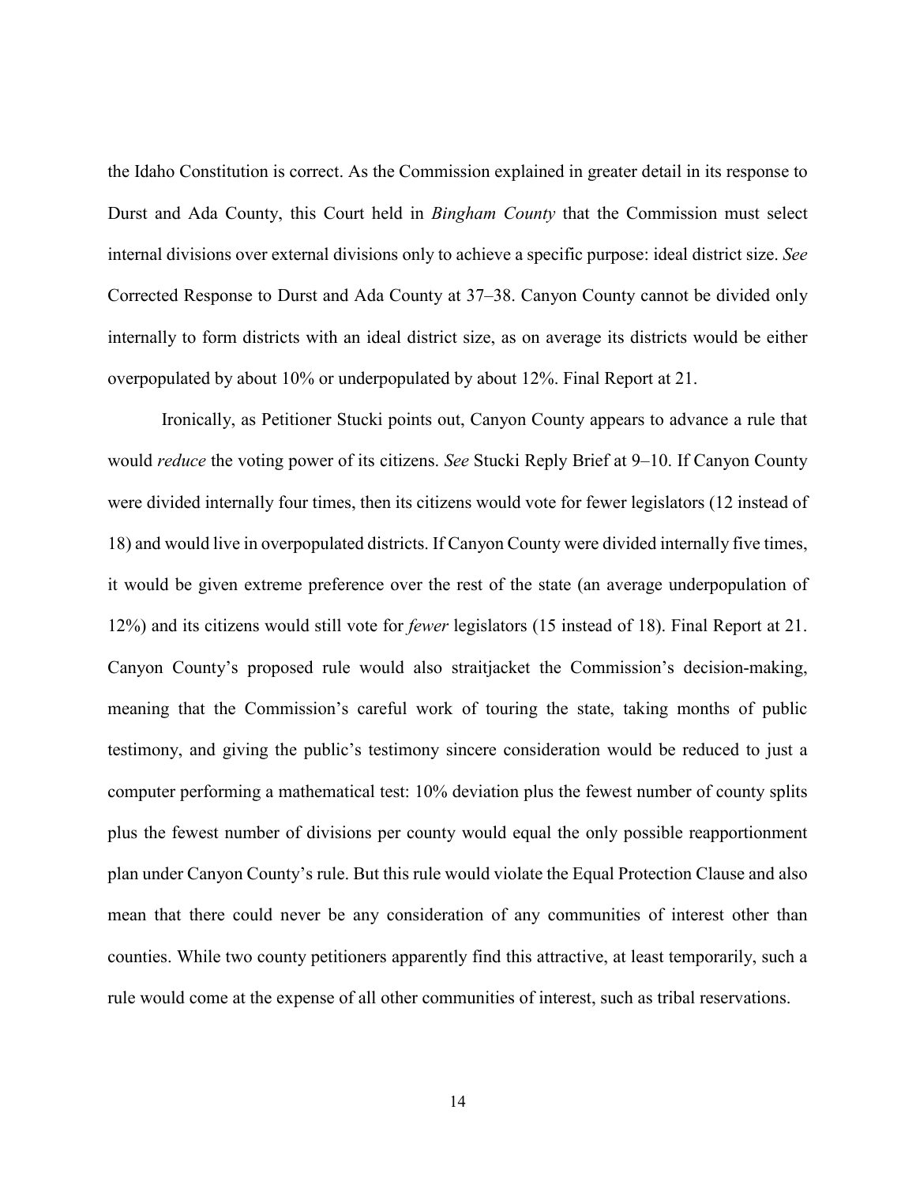the Idaho Constitution is correct. As the Commission explained in greater detail in its response to Durst and Ada County, this Court held in *Bingham County* that the Commission must select internal divisions over external divisions only to achieve a specific purpose: ideal district size. *See* Corrected Response to Durst and Ada County at 37–38. Canyon County cannot be divided only internally to form districts with an ideal district size, as on average its districts would be either overpopulated by about 10% or underpopulated by about 12%. Final Report at 21.

Ironically, as Petitioner Stucki points out, Canyon County appears to advance a rule that would *reduce* the voting power of its citizens. *See* Stucki Reply Brief at 9–10. If Canyon County were divided internally four times, then its citizens would vote for fewer legislators (12 instead of 18) and would live in overpopulated districts. If Canyon County were divided internally five times, it would be given extreme preference over the rest of the state (an average underpopulation of 12%) and its citizens would still vote for *fewer* legislators (15 instead of 18). Final Report at 21. Canyon County's proposed rule would also straitjacket the Commission's decision-making, meaning that the Commission's careful work of touring the state, taking months of public testimony, and giving the public's testimony sincere consideration would be reduced to just a computer performing a mathematical test: 10% deviation plus the fewest number of county splits plus the fewest number of divisions per county would equal the only possible reapportionment plan under Canyon County's rule. But this rule would violate the Equal Protection Clause and also mean that there could never be any consideration of any communities of interest other than counties. While two county petitioners apparently find this attractive, at least temporarily, such a rule would come at the expense of all other communities of interest, such as tribal reservations.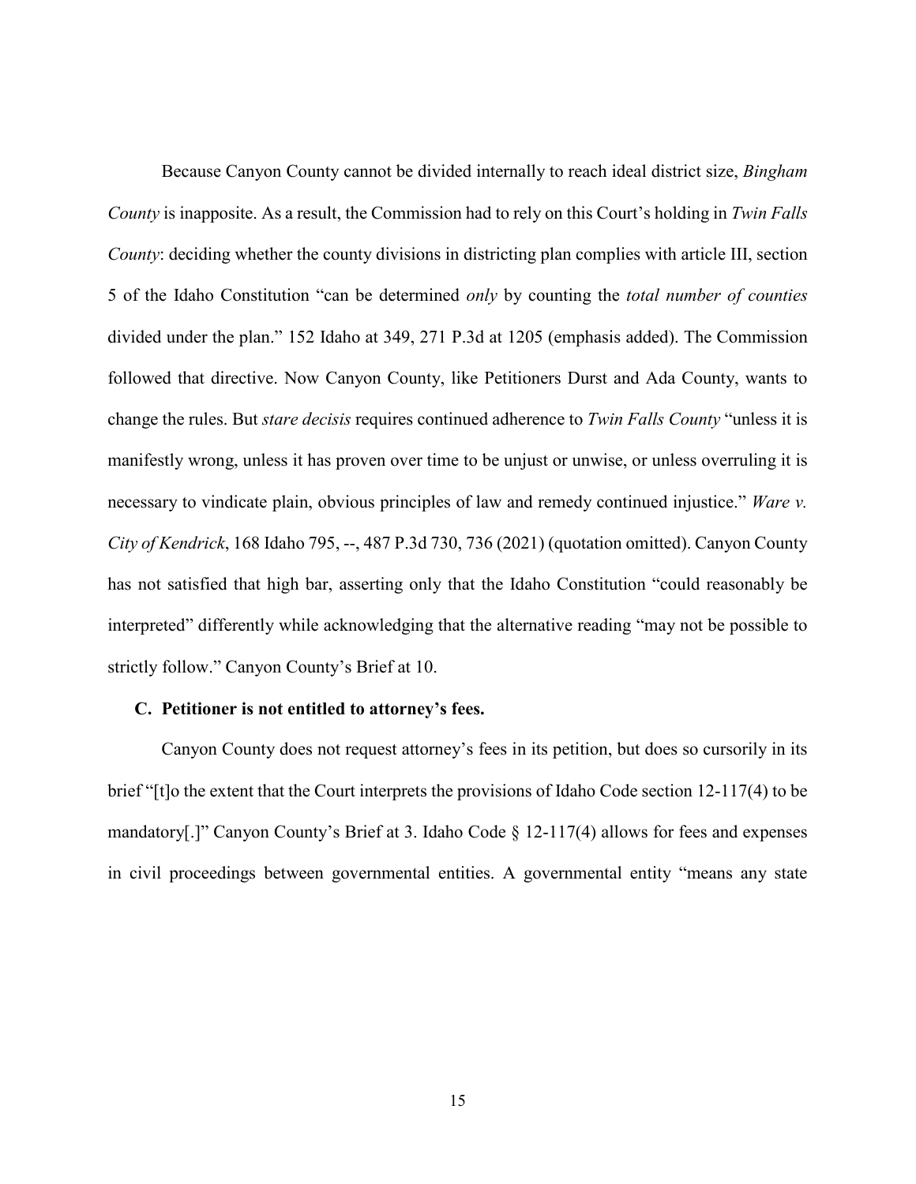Because Canyon County cannot be divided internally to reach ideal district size, *Bingham County* is inapposite. As a result, the Commission had to rely on this Court's holding in *Twin Falls County*: deciding whether the county divisions in districting plan complies with article III, section 5 of the Idaho Constitution "can be determined *only* by counting the *total number of counties* divided under the plan." 152 Idaho at 349, 271 P.3d at 1205 (emphasis added). The Commission followed that directive. Now Canyon County, like Petitioners Durst and Ada County, wants to change the rules. But *stare decisis* requires continued adherence to *Twin Falls County* "unless it is manifestly wrong, unless it has proven over time to be unjust or unwise, or unless overruling it is necessary to vindicate plain, obvious principles of law and remedy continued injustice." *Ware v. City of Kendrick*, 168 Idaho 795, --, 487 P.3d 730, 736 (2021) (quotation omitted). Canyon County has not satisfied that high bar, asserting only that the Idaho Constitution "could reasonably be interpreted" differently while acknowledging that the alternative reading "may not be possible to strictly follow." Canyon County's Brief at 10.

### C. Petitioner is not entitled to attorney's fees.

Canyon County does not request attorney's fees in its petition, but does so cursorily in its brief "[t]o the extent that the Court interprets the provisions of Idaho Code section 12-117(4) to be mandatory[.]" Canyon County's Brief at 3. Idaho Code § 12-117(4) allows for fees and expenses in civil proceedings between governmental entities. A governmental entity "means any state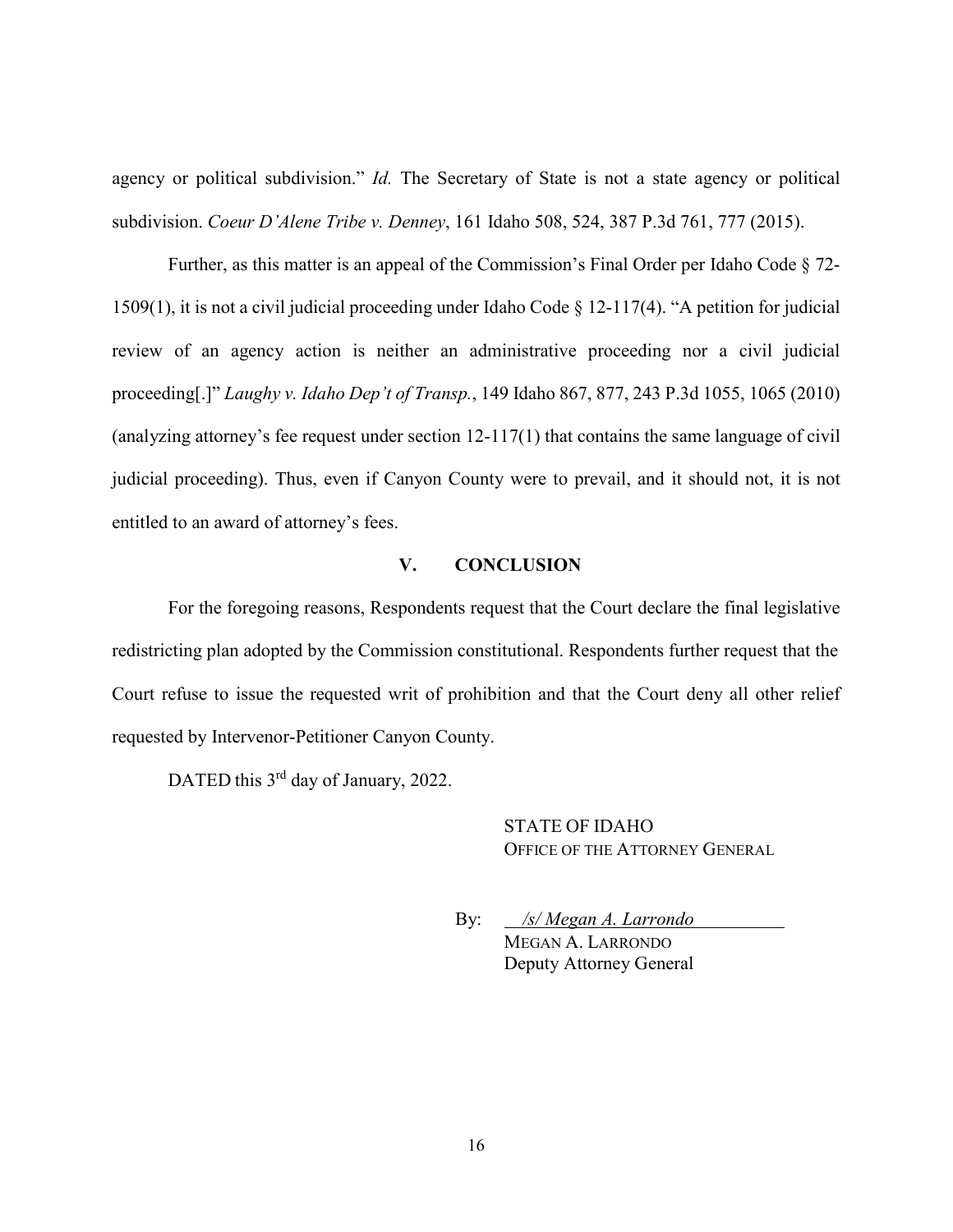agency or political subdivision." *Id.* The Secretary of State is not a state agency or political subdivision. *Coeur D'Alene Tribe v. Denney*, 161 Idaho 508, 524, 387 P.3d 761, 777 (2015).

Further, as this matter is an appeal of the Commission's Final Order per Idaho Code § 72-1509(1), it is not a civil judicial proceeding under Idaho Code § 12-117(4). "A petition for judicial review of an agency action is neither an administrative proceeding nor a civil judicial proceeding[.]" *Laughy v. Idaho Dep't of Transp.*, 149 Idaho 867, 877, 243 P.3d 1055, 1065 (2010) (analyzing attorney's fee request under section 12-117(1) that contains the same language of civil judicial proceeding). Thus, even if Canyon County were to prevail, and it should not, it is not entitled to an award of attorney's fees.

## V. CONCLUSION

For the foregoing reasons, Respondents request that the Court declare the final legislative redistricting plan adopted by the Commission constitutional. Respondents further request that the Court refuse to issue the requested writ of prohibition and that the Court deny all other relief requested by Intervenor-Petitioner Canyon County.

DATED this 3rd day of January, 2022.

STATE OF IDAHO
OFFICE OF THE ATTORNEY GENERAL

By: */s/ Megan A. Larrondo*
MEGAN A. LARRONDO
Deputy Attorney General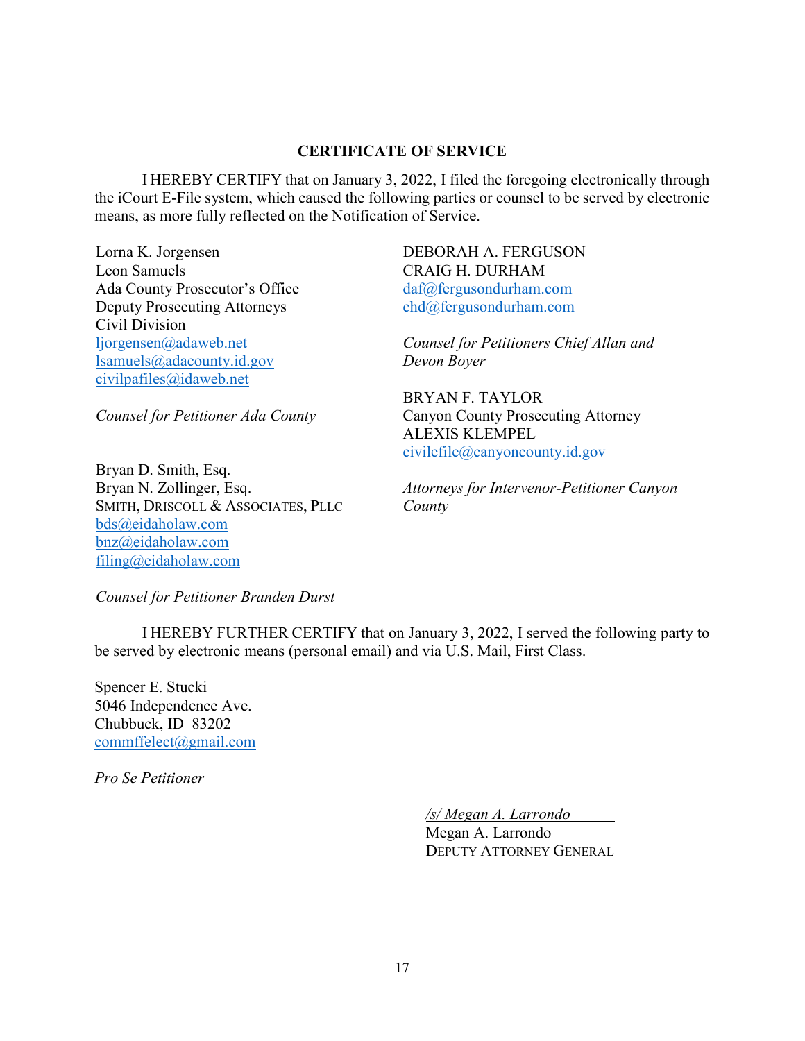## CERTIFICATE OF SERVICE

I HEREBY CERTIFY that on January 3, 2022, I filed the foregoing electronically through the iCourt E-File system, which caused the following parties or counsel to be served by electronic means, as more fully reflected on the Notification of Service.

Lorna K. Jorgensen
Leon Samuels
Ada County Prosecutor's Office
Deputy Prosecuting Attorneys
Civil Division
ljorgensen@adaweb.net
lsamuels@adacounty.id.gov
civilpafiles@idaweb.net

*Counsel for Petitioner Ada County*

Bryan D. Smith, Esq.
Bryan N. Zollinger, Esq.
SMITH, DRISCOLL & ASSOCIATES, PLLC
bds@eidaholaw.com
bnz@eidaholaw.com
filing@eidaholaw.com

*Counsel for Petitioner Branden Durst*

DEBORAH A. FERGUSON
CRAIG H. DURHAM
daf@fergusondurham.com
chd@fergusondurham.com

*Counsel for Petitioners Chief Allan and Devon Boyer*

BRYAN F. TAYLOR
Canyon County Prosecuting Attorney
ALEXIS KLEMPEL
civilefile@canyoncounty.id.gov

*Attorneys for Intervenor-Petitioner Canyon County*

I HEREBY FURTHER CERTIFY that on January 3, 2022, I served the following party to be served by electronic means (personal email) and via U.S. Mail, First Class.

Spencer E. Stucki
5046 Independence Ave.
Chubbuck, ID 83202
commffelect@gmail.com

*Pro Se Petitioner*

*/s/ Megan A. Larrondo*
Megan A. Larrondo
DEPUTY ATTORNEY GENERAL